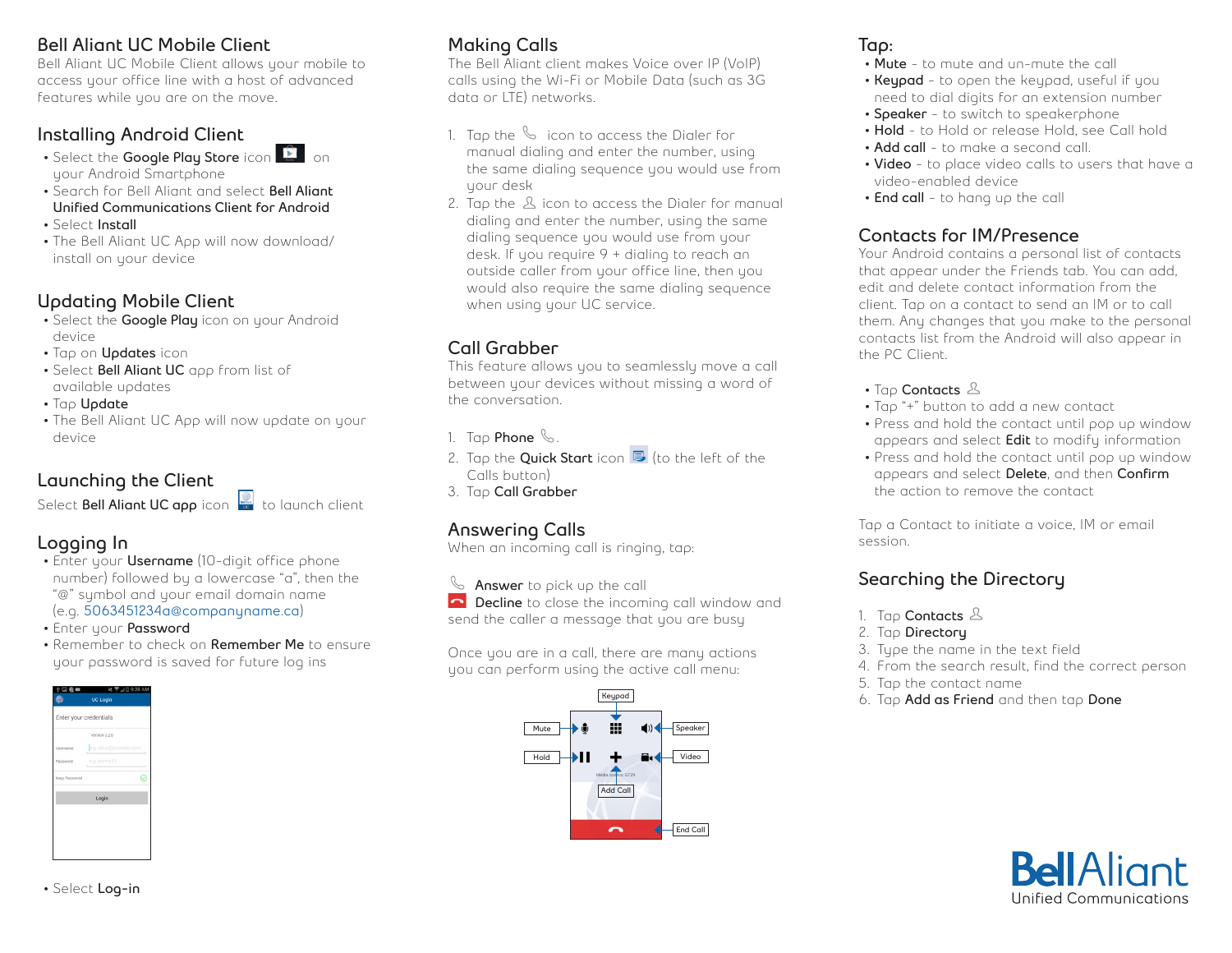## Bell Aliant UC Mobile Client

Bell Aliant UC Mobile Client allows your mobile to access your office line with a host of advanced features while you are on the move.

## Installing Android Client

- Select the **Google Play Store** icon on your Android Smartphone
- Search for Bell Aliant and select **Bell Aliant Unified Communications Client for Android**
- Select **Install**
- The Bell Aliant UC App will now download/ install on your device

## Updating Mobile Client

- Select the **Google Play** icon on your Android device
- Tap on **Updates** icon
- Select **Bell Aliant UC** app from list of available updates
- Tap **Update**
- The Bell Aliant UC App will now update on your device

## Launching the Client

Select **Bell Aliant UC app** icon to launch client

## Logging In

- Enter your **Username** (10-digit office phone number) followed by a lowercase "a", then the "@" symbol and your email domain name (e.g. 5063451234a@companyname.ca)
- Enter your **Password**
- Remember to check on **Remember Me** to ensure your password is saved for future log ins

- Select **Log-in**

## Making Calls

The Bell Aliant client makes Voice over IP (VoIP) calls using the Wi-Fi or Mobile Data (such as 3G data or LTE) networks.

1. Tap the icon to access the Dialer for manual dialing and enter the number, using the same dialing sequence you would use from your desk
2. Tap the icon to access the Dialer for manual dialing and enter the number, using the same dialing sequence you would use from your desk. If you require 9 + dialing to reach an outside caller from your office line, then you would also require the same dialing sequence when using your UC service.

## Call Grabber

This feature allows you to seamlessly move a call between your devices without missing a word of the conversation.

1. Tap **Phone**.
2. Tap the **Quick Start** icon (to the left of the Calls button)
3. Tap **Call Grabber**

## Answering Calls

When an incoming call is ringing, tap:

**Answer** to pick up the call
**Decline** to close the incoming call window and send the caller a message that you are busy

Once you are in a call, there are many actions you can perform using the active call menu:

## Tap:

- **Mute** - to mute and un-mute the call
- **Keypad** - to open the keypad, useful if you need to dial digits for an extension number
- **Speaker** - to switch to speakerphone
- **Hold** - to Hold or release Hold, see Call hold
- **Add call** - to make a second call.
- **Video** - to place video calls to users that have a video-enabled device
- **End call** - to hang up the call

## Contacts for IM/Presence

Your Android contains a personal list of contacts that appear under the Friends tab. You can add, edit and delete contact information from the client. Tap on a contact to send an IM or to call them. Any changes that you make to the personal contacts list from the Android will also appear in the PC Client.

- Tap **Contacts**
- Tap "+" button to add a new contact
- Press and hold the contact until pop up window appears and select **Edit** to modify information
- Press and hold the contact until pop up window appears and select **Delete**, and then **Confirm** the action to remove the contact

Tap a Contact to initiate a voice, IM or email session.

## Searching the Directory

1. Tap **Contacts**
2. Tap **Directory**
3. Type the name in the text field
4. From the search result, find the correct person
5. Tap the contact name
6. Tap **Add as Friend** and then tap **Done**

BellAliant
Unified Communications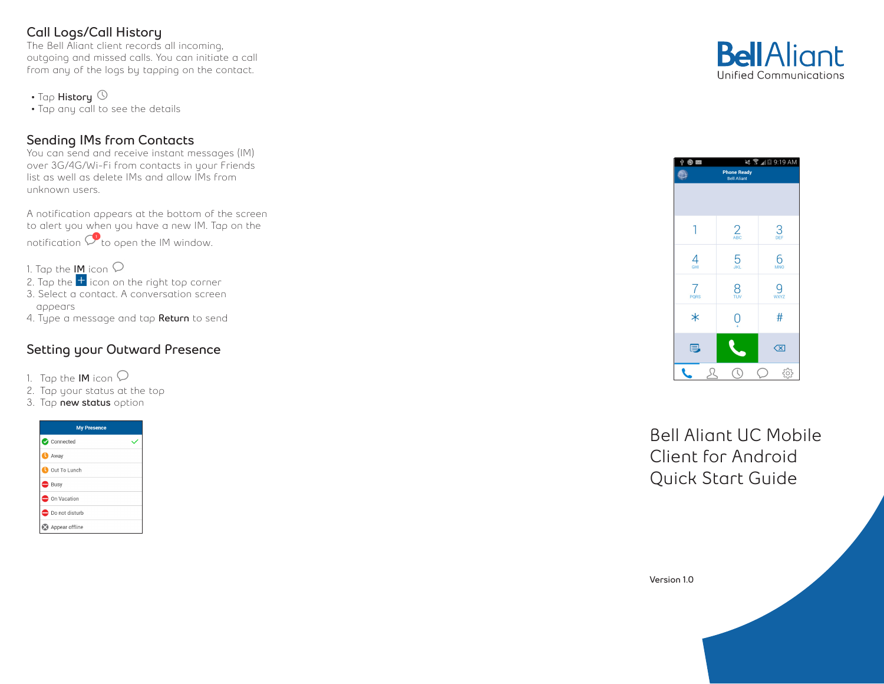## Call Logs/Call History

The Bell Aliant client records all incoming, outgoing and missed calls. You can initiate a call from any of the logs by tapping on the contact.

- Tap **History**
- Tap any call to see the details

## Sending IMs from Contacts

You can send and receive instant messages (IM) over 3G/4G/Wi-Fi from contacts in your Friends list as well as delete IMs and allow IMs from unknown users.

A notification appears at the bottom of the screen to alert you when you have a new IM. Tap on the notification to open the IM window.

1. Tap the **IM** icon
2. Tap the + icon on the right top corner
3. Select a contact. A conversation screen appears
4. Type a message and tap **Return** to send

## Setting your Outward Presence

1. Tap the **IM** icon
2. Tap your status at the top
3. Tap **new status** option

My Presence

- Connected
- Away
- Out To Lunch
- Busy
- On Vacation
- Do not disturb
- Appear offline

Bell Aliant
Unified Communications

# Bell Aliant UC Mobile Client for Android Quick Start Guide

Version 1.0